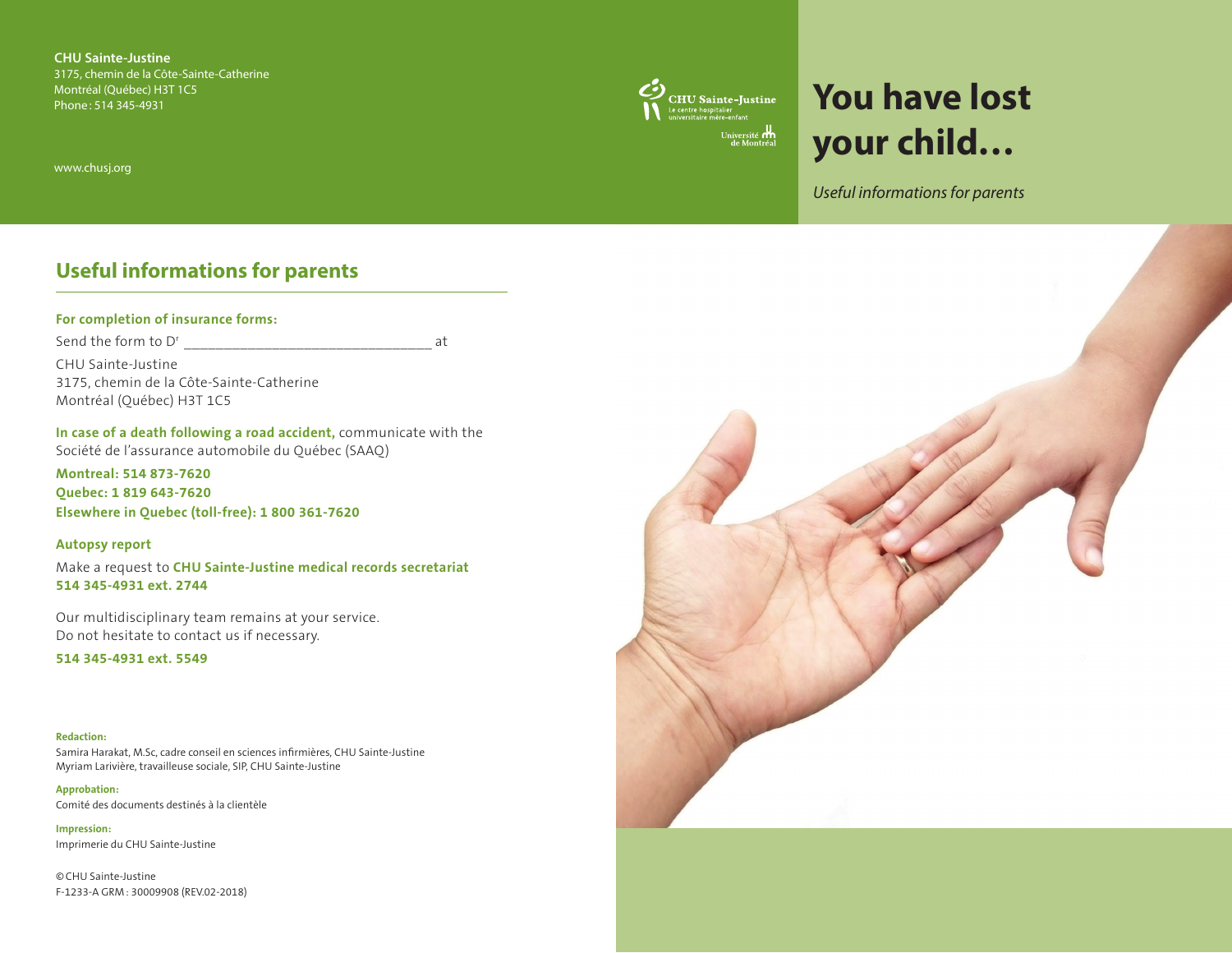**CHU Sainte-Justine**
3175, chemin de la Côte-Sainte-Catherine
Montréal (Québec) H3T 1C5
Phone : 514 345-4931

www.chusj.org

CHU Sainte-Justine
Le centre hospitalier universitaire mère-enfant
Université de Montréal

# You have lost your child…

*Useful informations for parents*

## Useful informations for parents

**For completion of insurance forms:**

Send the form to Dr ________________________________ at

CHU Sainte-Justine
3175, chemin de la Côte-Sainte-Catherine
Montréal (Québec) H3T 1C5

**In case of a death following a road accident,** communicate with the Société de l'assurance automobile du Québec (SAAQ)

**Montreal: 514 873-7620**
**Quebec: 1 819 643-7620**
**Elsewhere in Quebec (toll-free): 1 800 361-7620**

**Autopsy report**

Make a request to **CHU Sainte-Justine medical records secretariat 514 345-4931 ext. 2744**

Our multidisciplinary team remains at your service.
Do not hesitate to contact us if necessary.

**514 345-4931 ext. 5549**

**Redaction:**
Samira Harakat, M.Sc, cadre conseil en sciences infirmières, CHU Sainte-Justine
Myriam Larivière, travailleuse sociale, SIP, CHU Sainte-Justine

**Approbation:**
Comité des documents destinés à la clientèle

**Impression:**
Imprimerie du CHU Sainte-Justine

© CHU Sainte-Justine
F-1233-A GRM : 30009908 (REV.02-2018)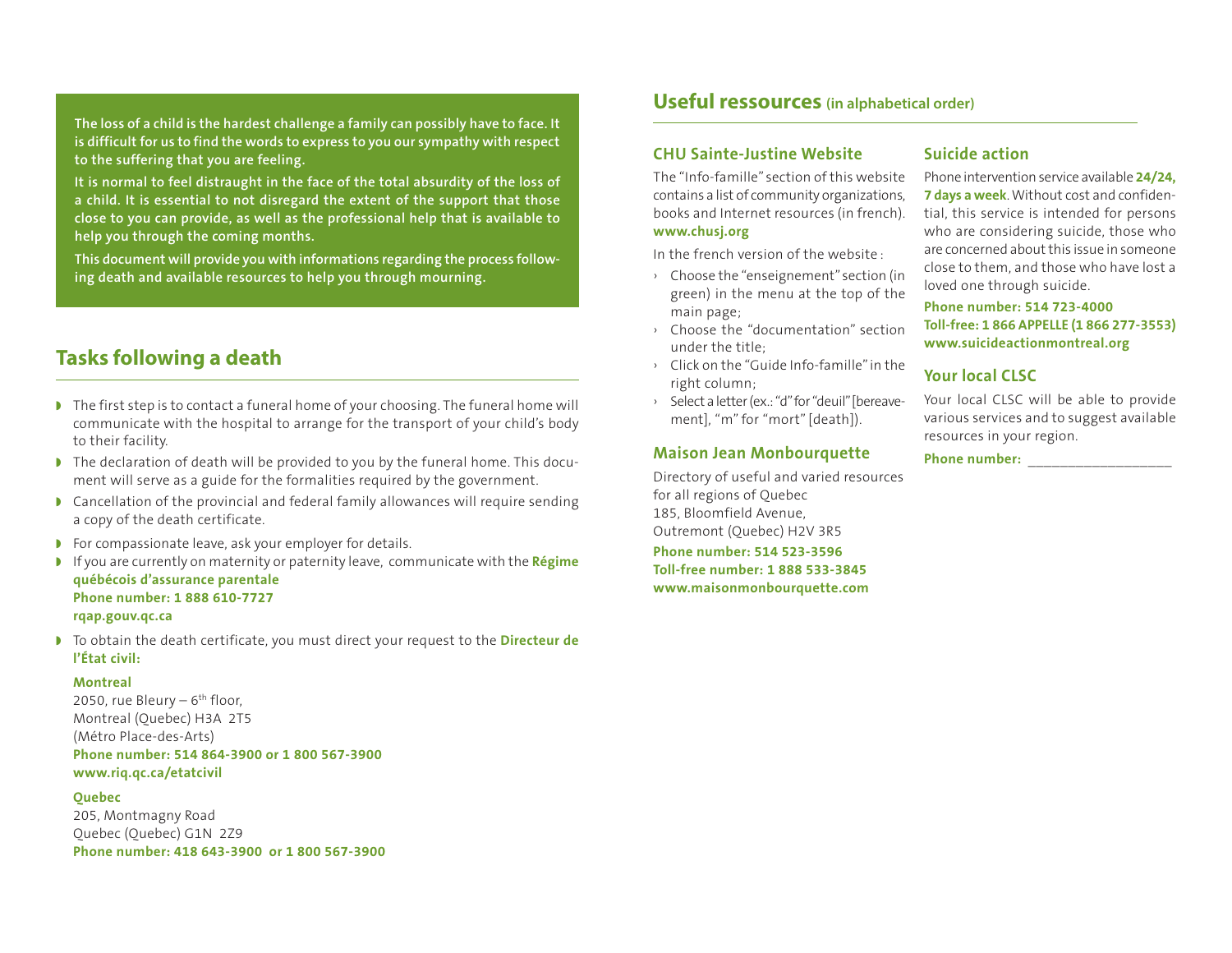**The loss of a child is the hardest challenge a family can possibly have to face. It is difficult for us to find the words to express to you our sympathy with respect to the suffering that you are feeling.**

**It is normal to feel distraught in the face of the total absurdity of the loss of a child. It is essential to not disregard the extent of the support that those close to you can provide, as well as the professional help that is available to help you through the coming months.**

**This document will provide you with informations regarding the process following death and available resources to help you through mourning.**

## Tasks following a death

- The first step is to contact a funeral home of your choosing. The funeral home will communicate with the hospital to arrange for the transport of your child's body to their facility.
- The declaration of death will be provided to you by the funeral home. This document will serve as a guide for the formalities required by the government.
- Cancellation of the provincial and federal family allowances will require sending a copy of the death certificate.
- For compassionate leave, ask your employer for details.
- If you are currently on maternity or paternity leave, communicate with the **Régime québécois d'assurance parentale**
  **Phone number: 1 888 610-7727**
  **rqap.gouv.qc.ca**
- To obtain the death certificate, you must direct your request to the **Directeur de l'État civil:**

  **Montreal**
  2050, rue Bleury – 6th floor,
  Montreal (Quebec) H3A 2T5
  (Métro Place-des-Arts)
  **Phone number: 514 864-3900 or 1 800 567-3900**
  **www.riq.qc.ca/etatcivil**

  **Quebec**
  205, Montmagny Road
  Quebec (Quebec) G1N 2Z9
  **Phone number: 418 643-3900 or 1 800 567-3900**

## Useful ressources (in alphabetical order)

### CHU Sainte-Justine Website

The "Info-famille" section of this website contains a list of community organizations, books and Internet resources (in french).
**www.chusj.org**

In the french version of the website :

- Choose the "enseignement" section (in green) in the menu at the top of the main page;
- Choose the "documentation" section under the title;
- Click on the "Guide Info-famille" in the right column;
- Select a letter (ex.: "d" for "deuil" [bereavement], "m" for "mort" [death]).

### Maison Jean Monbourquette

Directory of useful and varied resources for all regions of Quebec
185, Bloomfield Avenue,
Outremont (Quebec) H2V 3R5
**Phone number: 514 523-3596**
**Toll-free number: 1 888 533-3845**
**www.maisonmonbourquette.com**

### Suicide action

Phone intervention service available **24/24, 7 days a week**. Without cost and confidential, this service is intended for persons who are considering suicide, those who are concerned about this issue in someone close to them, and those who have lost a loved one through suicide.

**Phone number: 514 723-4000**
**Toll-free: 1 866 APPELLE (1 866 277-3553)**
**www.suicideactionmontreal.org**

### Your local CLSC

Your local CLSC will be able to provide various services and to suggest available resources in your region.

**Phone number:** ____________________